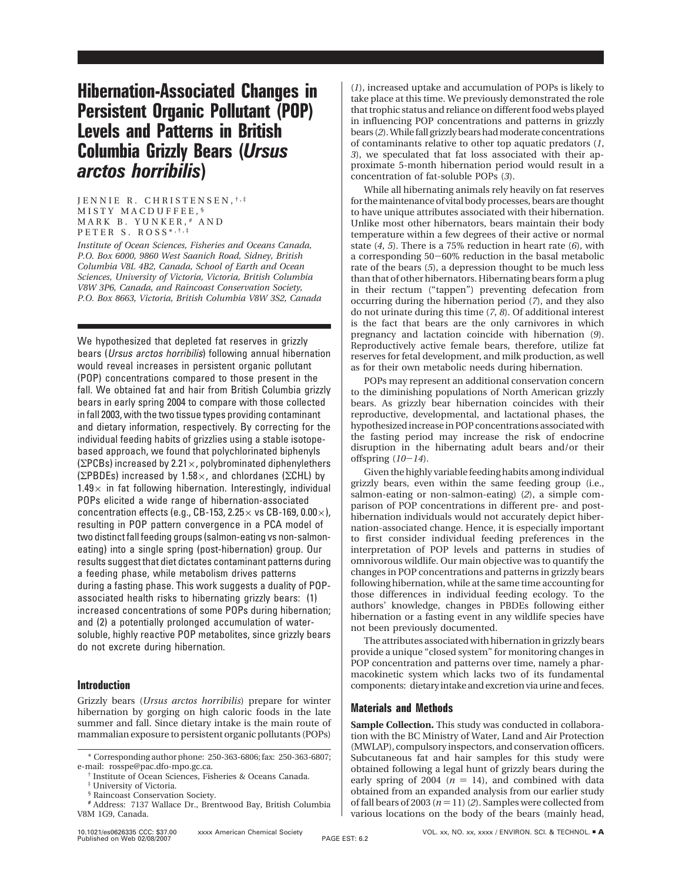# Hibernation-Associated Changes in Persistent Organic Pollutant (POP) Levels and Patterns in British Columbia Grizzly Bears (*Ursus arctos horribilis*)

JENNIE R. CHRISTENSEN,[†,‡] MISTY MACDUFFEE,[§] MARK B. YUNKER,[#] AND PETER S. ROSS*[,†,‡]

*Institute of Ocean Sciences, Fisheries and Oceans Canada, P.O. Box 6000, 9860 West Saanich Road, Sidney, British Columbia V8L 4B2, Canada, School of Earth and Ocean Sciences, University of Victoria, Victoria, British Columbia V8W 3P6, Canada, and Raincoast Conservation Society, P.O. Box 8663, Victoria, British Columbia V8W 3S2, Canada*

We hypothesized that depleted fat reserves in grizzly bears (*Ursus arctos horribilis*) following annual hibernation would reveal increases in persistent organic pollutant (POP) concentrations compared to those present in the fall. We obtained fat and hair from British Columbia grizzly bears in early spring 2004 to compare with those collected in fall 2003, with the two tissue types providing contaminant and dietary information, respectively. By correcting for the individual feeding habits of grizzlies using a stable isotope-based approach, we found that polychlorinated biphenyls (ΣPCBs) increased by 2.21×, polybrominated diphenylethers (ΣPBDEs) increased by 1.58×, and chlordanes (ΣCHL) by 1.49× in fat following hibernation. Interestingly, individual POPs elicited a wide range of hibernation-associated concentration effects (e.g., CB-153, 2.25× vs CB-169, 0.00×), resulting in POP pattern convergence in a PCA model of two distinct fall feeding groups (salmon-eating vs non-salmon-eating) into a single spring (post-hibernation) group. Our results suggest that diet dictates contaminant patterns during a feeding phase, while metabolism drives patterns during a fasting phase. This work suggests a duality of POP-associated health risks to hibernating grizzly bears: (1) increased concentrations of some POPs during hibernation; and (2) a potentially prolonged accumulation of water-soluble, highly reactive POP metabolites, since grizzly bears do not excrete during hibernation.

## Introduction

Grizzly bears (*Ursus arctos horribilis*) prepare for winter hibernation by gorging on high caloric foods in the late summer and fall. Since dietary intake is the main route of mammalian exposure to persistent organic pollutants (POPs) (*1*), increased uptake and accumulation of POPs is likely to take place at this time. We previously demonstrated the role that trophic status and reliance on different food webs played in influencing POP concentrations and patterns in grizzly bears (*2*). While fall grizzly bears had moderate concentrations of contaminants relative to other top aquatic predators (*1*, *3*), we speculated that fat loss associated with their approximate 5-month hibernation period would result in a concentration of fat-soluble POPs (*3*).

While all hibernating animals rely heavily on fat reserves for the maintenance of vital body processes, bears are thought to have unique attributes associated with their hibernation. Unlike most other hibernators, bears maintain their body temperature within a few degrees of their active or normal state (*4*, *5*). There is a 75% reduction in heart rate (*6*), with a corresponding 50−60% reduction in the basal metabolic rate of the bears (*5*), a depression thought to be much less than that of other hibernators. Hibernating bears form a plug in their rectum ("tappen") preventing defecation from occurring during the hibernation period (*7*), and they also do not urinate during this time (*7*, *8*). Of additional interest is the fact that bears are the only carnivores in which pregnancy and lactation coincide with hibernation (*9*). Reproductively active female bears, therefore, utilize fat reserves for fetal development, and milk production, as well as for their own metabolic needs during hibernation.

POPs may represent an additional conservation concern to the diminishing populations of North American grizzly bears. As grizzly bear hibernation coincides with their reproductive, developmental, and lactational phases, the hypothesized increase in POP concentrations associated with the fasting period may increase the risk of endocrine disruption in the hibernating adult bears and/or their offspring (*10*−*14*).

Given the highly variable feeding habits among individual grizzly bears, even within the same feeding group (i.e., salmon-eating or non-salmon-eating) (*2*), a simple comparison of POP concentrations in different pre- and post-hibernation individuals would not accurately depict hibernation-associated change. Hence, it is especially important to first consider individual feeding preferences in the interpretation of POP levels and patterns in studies of omnivorous wildlife. Our main objective was to quantify the changes in POP concentrations and patterns in grizzly bears following hibernation, while at the same time accounting for those differences in individual feeding ecology. To the authors' knowledge, changes in PBDEs following either hibernation or a fasting event in any wildlife species have not been previously documented.

The attributes associated with hibernation in grizzly bears provide a unique "closed system" for monitoring changes in POP concentration and patterns over time, namely a pharmacokinetic system which lacks two of its fundamental components: dietary intake and excretion via urine and feces.

## Materials and Methods

**Sample Collection.** This study was conducted in collaboration with the BC Ministry of Water, Land and Air Protection (MWLAP), compulsory inspectors, and conservation officers. Subcutaneous fat and hair samples for this study were obtained following a legal hunt of grizzly bears during the early spring of 2004 ($n = 14$), and combined with data obtained from an expanded analysis from our earlier study of fall bears of 2003 ($n = 11$) (*2*). Samples were collected from various locations on the body of the bears (mainly head,

\* Corresponding author phone: 250-363-6806; fax: 250-363-6807; e-mail: rosspe@pac.dfo-mpo.gc.ca.

† Institute of Ocean Sciences, Fisheries & Oceans Canada.

‡ University of Victoria.

§ Raincoast Conservation Society.

\# Address: 7137 Wallace Dr., Brentwood Bay, British Columbia V8M 1G9, Canada.

10.1021/es0626335 CCC: $37.00 xxxx American Chemical Society
Published on Web 02/08/2007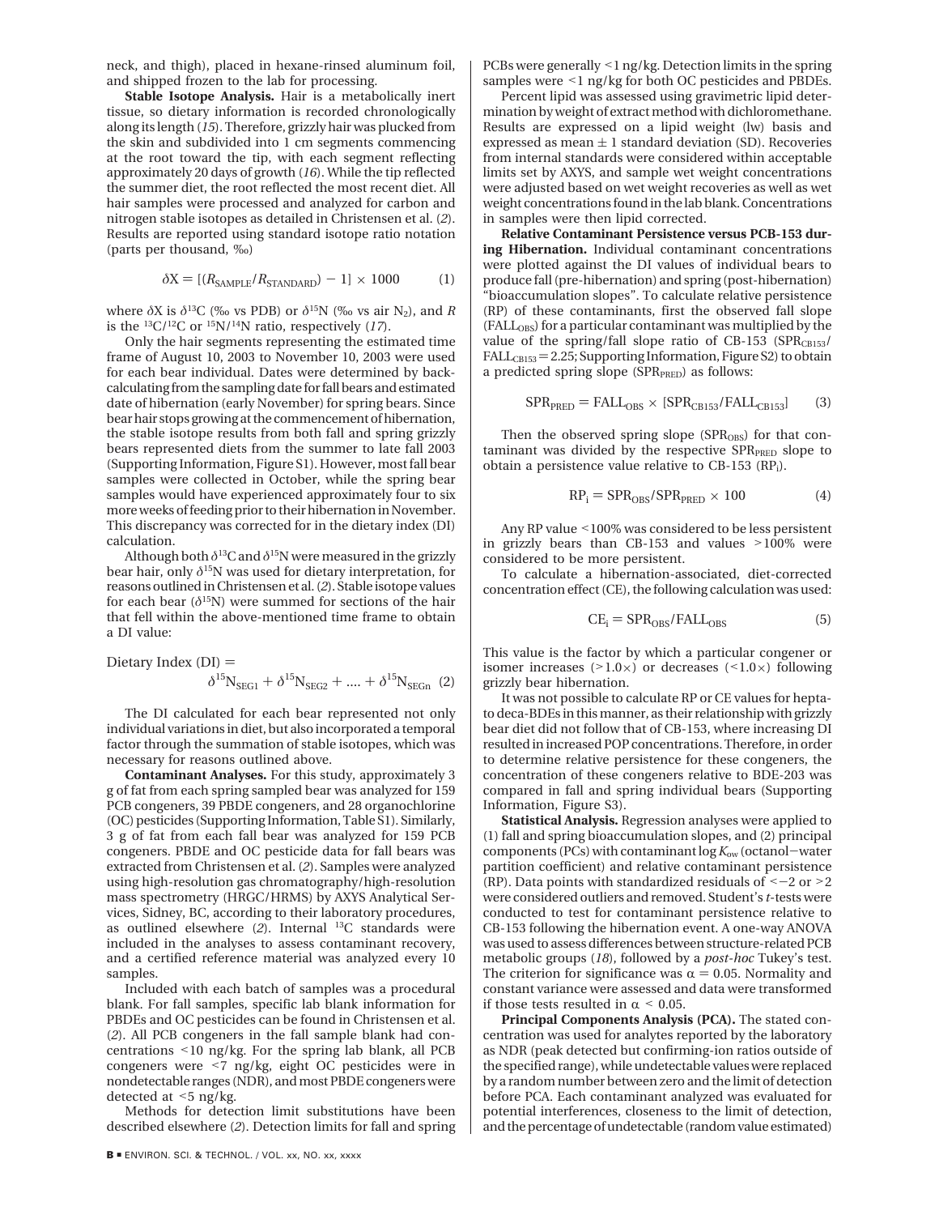neck, and thigh), placed in hexane-rinsed aluminum foil, and shipped frozen to the lab for processing.

**Stable Isotope Analysis.** Hair is a metabolically inert tissue, so dietary information is recorded chronologically along its length (*15*). Therefore, grizzly hair was plucked from the skin and subdivided into 1 cm segments commencing at the root toward the tip, with each segment reflecting approximately 20 days of growth (*16*). While the tip reflected the summer diet, the root reflected the most recent diet. All hair samples were processed and analyzed for carbon and nitrogen stable isotopes as detailed in Christensen et al. (*2*). Results are reported using standard isotope ratio notation (parts per thousand, ‰)

$$\delta X = [(R_{SAMPLE}/R_{STANDARD}) - 1] \times 1000 \qquad (1)$$

where $\delta X$ is $\delta^{13}C$ (‰ vs PDB) or $\delta^{15}N$ (‰ vs air $N_2$), and $R$ is the $^{13}C/^{12}C$ or $^{15}N/^{14}N$ ratio, respectively (*17*).

Only the hair segments representing the estimated time frame of August 10, 2003 to November 10, 2003 were used for each bear individual. Dates were determined by back-calculating from the sampling date for fall bears and estimated date of hibernation (early November) for spring bears. Since bear hair stops growing at the commencement of hibernation, the stable isotope results from both fall and spring grizzly bears represented diets from the summer to late fall 2003 (Supporting Information, Figure S1). However, most fall bear samples were collected in October, while the spring bear samples would have experienced approximately four to six more weeks of feeding prior to their hibernation in November. This discrepancy was corrected for in the dietary index (DI) calculation.

Although both $\delta^{13}C$ and $\delta^{15}N$ were measured in the grizzly bear hair, only $\delta^{15}N$ was used for dietary interpretation, for reasons outlined in Christensen et al. (*2*). Stable isotope values for each bear ($\delta^{15}N$) were summed for sections of the hair that fell within the above-mentioned time frame to obtain a DI value:

$$\text{Dietary Index (DI)} = \delta^{15}N_{SEG1} + \delta^{15}N_{SEG2} + .... + \delta^{15}N_{SEGn} \qquad (2)$$

The DI calculated for each bear represented not only individual variations in diet, but also incorporated a temporal factor through the summation of stable isotopes, which was necessary for reasons outlined above.

**Contaminant Analyses.** For this study, approximately 3 g of fat from each spring sampled bear was analyzed for 159 PCB congeners, 39 PBDE congeners, and 28 organochlorine (OC) pesticides (Supporting Information, Table S1). Similarly, 3 g of fat from each fall bear was analyzed for 159 PCB congeners. PBDE and OC pesticide data for fall bears was extracted from Christensen et al. (*2*). Samples were analyzed using high-resolution gas chromatography/high-resolution mass spectrometry (HRGC/HRMS) by AXYS Analytical Services, Sidney, BC, according to their laboratory procedures, as outlined elsewhere (*2*). Internal $^{13}C$ standards were included in the analyses to assess contaminant recovery, and a certified reference material was analyzed every 10 samples.

Included with each batch of samples was a procedural blank. For fall samples, specific lab blank information for PBDEs and OC pesticides can be found in Christensen et al. (*2*). All PCB congeners in the fall sample blank had concentrations <10 ng/kg. For the spring lab blank, all PCB congeners were <7 ng/kg, eight OC pesticides were in nondetectable ranges (NDR), and most PBDE congeners were detected at <5 ng/kg.

Methods for detection limit substitutions have been described elsewhere (*2*). Detection limits for fall and spring PCBs were generally <1 ng/kg. Detection limits in the spring samples were <1 ng/kg for both OC pesticides and PBDEs.

Percent lipid was assessed using gravimetric lipid determination by weight of extract method with dichloromethane. Results are expressed on a lipid weight (lw) basis and expressed as mean ± 1 standard deviation (SD). Recoveries from internal standards were considered within acceptable limits set by AXYS, and sample wet weight concentrations were adjusted based on wet weight recoveries as well as wet weight concentrations found in the lab blank. Concentrations in samples were then lipid corrected.

**Relative Contaminant Persistence versus PCB-153 during Hibernation.** Individual contaminant concentrations were plotted against the DI values of individual bears to produce fall (pre-hibernation) and spring (post-hibernation) "bioaccumulation slopes". To calculate relative persistence (RP) of these contaminants, first the observed fall slope ($FALL_{OBS}$) for a particular contaminant was multiplied by the value of the spring/fall slope ratio of CB-153 ($SPR_{CB153}/FALL_{CB153} = 2.25$; Supporting Information, Figure S2) to obtain a predicted spring slope ($SPR_{PRED}$) as follows:

$$SPR_{PRED} = FALL_{OBS} \times [SPR_{CB153}/FALL_{CB153}] \qquad (3)$$

Then the observed spring slope ($SPR_{OBS}$) for that contaminant was divided by the respective $SPR_{PRED}$ slope to obtain a persistence value relative to CB-153 ($RP_i$).

$$RP_i = SPR_{OBS}/SPR_{PRED} \times 100 \qquad (4)$$

Any RP value <100% was considered to be less persistent in grizzly bears than CB-153 and values >100% were considered to be more persistent.

To calculate a hibernation-associated, diet-corrected concentration effect (CE), the following calculation was used:

$$CE_i = SPR_{OBS}/FALL_{OBS} \qquad (5)$$

This value is the factor by which a particular congener or isomer increases (>1.0×) or decreases (<1.0×) following grizzly bear hibernation.

It was not possible to calculate RP or CE values for hepta- to deca-BDEs in this manner, as their relationship with grizzly bear diet did not follow that of CB-153, where increasing DI resulted in increased POP concentrations. Therefore, in order to determine relative persistence for these congeners, the concentration of these congeners relative to BDE-203 was compared in fall and spring individual bears (Supporting Information, Figure S3).

**Statistical Analysis.** Regression analyses were applied to (1) fall and spring bioaccumulation slopes, and (2) principal components (PCs) with contaminant log $K_{ow}$ (octanol–water partition coefficient) and relative contaminant persistence (RP). Data points with standardized residuals of <−2 or >2 were considered outliers and removed. Student's *t*-tests were conducted to test for contaminant persistence relative to CB-153 following the hibernation event. A one-way ANOVA was used to assess differences between structure-related PCB metabolic groups (*18*), followed by a *post-hoc* Tukey's test. The criterion for significance was $\alpha = 0.05$. Normality and constant variance were assessed and data were transformed if those tests resulted in $\alpha < 0.05$.

**Principal Components Analysis (PCA).** The stated concentration was used for analytes reported by the laboratory as NDR (peak detected but confirming-ion ratios outside of the specified range), while undetectable values were replaced by a random number between zero and the limit of detection before PCA. Each contaminant analyzed was evaluated for potential interferences, closeness to the limit of detection, and the percentage of undetectable (random value estimated)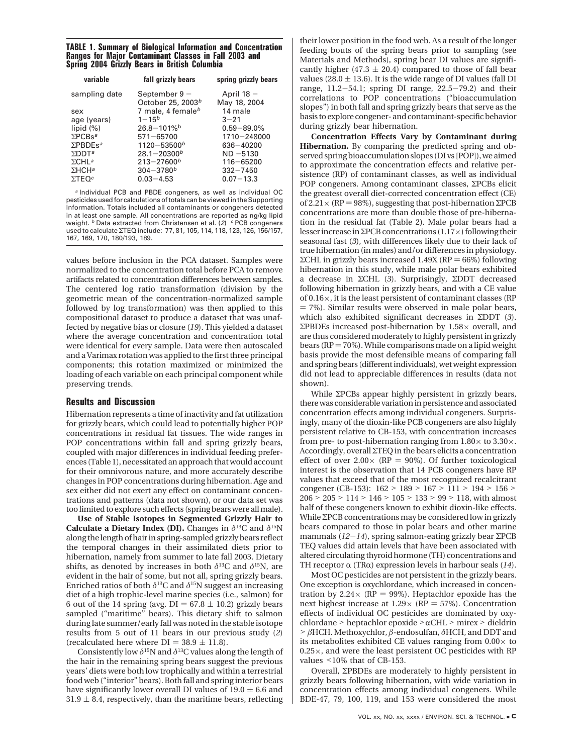**TABLE 1. Summary of Biological Information and Concentration Ranges for Major Contaminant Classes in Fall 2003 and Spring 2004 Grizzly Bears in British Columbia**

| variable | fall grizzly bears | spring grizzly bears |
|---|---|---|
| sampling date | September 9 − October 25, 2003[b] | April 18 − May 18, 2004 |
| sex | 7 male, 4 female[b] | 14 male |
| age (years) | 1−15[b] | 3−21 |
| lipid (%) | 26.8−101%[b] | 0.59−89.0% |
| ΣPCBs[a] | 571−65700 | 1710−248000 |
| ΣPBDEs[a] | 1120−53500[b] | 636−40200 |
| ΣDDT[a] | 28.1−20300[b] | ND −5130 |
| ΣCHL[a] | 213−27600[b] | 116−65200 |
| ΣHCH[a] | 304−3780[b] | 332−7450 |
| ΣTEQ[c] | 0.03−4.53 | 0.07−13.3 |

[a] Individual PCB and PBDE congeners, as well as individual OC pesticides used for calculations of totals can be viewed in the Supporting Information. Totals included all contaminants or congeners detected in at least one sample. All concentrations are reported as ng/kg lipid weight. [b] Data extracted from Christensen et al. (2) [c] PCB congeners used to calculate ΣTEQ include: 77, 81, 105, 114, 118, 123, 126, 156/157, 167, 169, 170, 180/193, 189.

values before inclusion in the PCA dataset. Samples were normalized to the concentration total before PCA to remove artifacts related to concentration differences between samples. The centered log ratio transformation (division by the geometric mean of the concentration-normalized sample followed by log transformation) was then applied to this compositional dataset to produce a dataset that was unaffected by negative bias or closure (19). This yielded a dataset where the average concentration and concentration total were identical for every sample. Data were then autoscaled and a Varimax rotation was applied to the first three principal components; this rotation maximized or minimized the loading of each variable on each principal component while preserving trends.

## Results and Discussion

Hibernation represents a time of inactivity and fat utilization for grizzly bears, which could lead to potentially higher POP concentrations in residual fat tissues. The wide ranges in POP concentrations within fall and spring grizzly bears, coupled with major differences in individual feeding preferences (Table 1), necessitated an approach that would account for their omnivorous nature, and more accurately describe changes in POP concentrations during hibernation. Age and sex either did not exert any effect on contaminant concentrations and patterns (data not shown), or our data set was too limited to explore such effects (spring bears were all male).

**Use of Stable Isotopes in Segmented Grizzly Hair to Calculate a Dietary Index (DI).** Changes in $\delta^{13}$C and $\delta^{15}$N along the length of hair in spring-sampled grizzly bears reflect the temporal changes in their assimilated diets prior to hibernation, namely from summer to late fall 2003. Dietary shifts, as denoted by increases in both $\delta^{13}$C and $\delta^{15}$N, are evident in the hair of some, but not all, spring grizzly bears. Enriched ratios of both $\delta^{13}$C and $\delta^{15}$N suggest an increasing diet of a high trophic-level marine species (i.e., salmon) for 6 out of the 14 spring (avg. DI = 67.8 ± 10.2) grizzly bears sampled ("maritime" bears). This dietary shift to salmon during late summer/early fall was noted in the stable isotope results from 5 out of 11 bears in our previous study (2) (recalculated here where DI = 38.9 ± 11.8).

Consistently low $\delta^{15}$N and $\delta^{13}$C values along the length of the hair in the remaining spring bears suggest the previous years' diets were both low trophically and within a terrestrial food web ("interior" bears). Both fall and spring interior bears have significantly lower overall DI values of 19.0 ± 6.6 and 31.9 ± 8.4, respectively, than the maritime bears, reflecting their lower position in the food web. As a result of the longer feeding bouts of the spring bears prior to sampling (see Materials and Methods), spring bear DI values are significantly higher (47.3 ± 20.4) compared to those of fall bear values (28.0 ± 13.6). It is the wide range of DI values (fall DI range, 11.2−54.1; spring DI range, 22.5−79.2) and their correlations to POP concentrations ("bioaccumulation slopes") in both fall and spring grizzly bears that serve as the basis to explore congener- and contaminant-specific behavior during grizzly bear hibernation.

**Concentration Effects Vary by Contaminant during Hibernation.** By comparing the predicted spring and observed spring bioaccumulation slopes (DI vs [POP]), we aimed to approximate the concentration effects and relative persistence (RP) of contaminant classes, as well as individual POP congeners. Among contaminant classes, ΣPCBs elicit the greatest overall diet-corrected concentration effect (CE) of 2.21× (RP = 98%), suggesting that post-hibernation ΣPCB concentrations are more than double those of pre-hibernation in the residual fat (Table 2). Male polar bears had a lesser increase in ΣPCB concentrations (1.17×) following their seasonal fast (3), with differences likely due to their lack of true hibernation (in males) and/or differences in physiology. ΣCHL in grizzly bears increased 1.49X (RP = 66%) following hibernation in this study, while male polar bears exhibited a decrease in ΣCHL (3). Surprisingly, ΣDDT decreased following hibernation in grizzly bears, and with a CE value of 0.16×, it is the least persistent of contaminant classes (RP = 7%). Similar results were observed in male polar bears, which also exhibited significant decreases in ΣDDT (3). ΣPBDEs increased post-hibernation by 1.58× overall, and are thus considered moderately to highly persistent in grizzly bears (RP = 70%). While comparisons made on a lipid weight basis provide the most defensible means of comparing fall and spring bears (different individuals), wet weight expression did not lead to appreciable differences in results (data not shown).

While ΣPCBs appear highly persistent in grizzly bears, there was considerable variation in persistence and associated concentration effects among individual congeners. Surprisingly, many of the dioxin-like PCB congeners are also highly persistent relative to CB-153, with concentration increases from pre- to post-hibernation ranging from 1.80× to 3.30×. Accordingly, overall ΣTEQ in the bears elicits a concentration effect of over 2.00× (RP = 90%). Of further toxicological interest is the observation that 14 PCB congeners have RP values that exceed that of the most recognized recalcitrant congener (CB-153): 162 > 189 > 167 > 111 > 194 > 156 > 206 > 205 > 114 > 146 > 105 > 133 > 99 > 118, with almost half of these congeners known to exhibit dioxin-like effects. While ΣPCB concentrations may be considered low in grizzly bears compared to those in polar bears and other marine mammals (12−14), spring salmon-eating grizzly bear ΣPCB TEQ values did attain levels that have been associated with altered circulating thyroid hormone (TH) concentrations and TH receptor α (TRα) expression levels in harbour seals (14).

Most OC pesticides are not persistent in the grizzly bears. One exception is oxychlordane, which increased in concentration by 2.24× (RP = 99%). Heptachlor epoxide has the next highest increase at 1.29× (RP = 57%). Concentration effects of individual OC pesticides are dominated by oxychlordane > heptachlor epoxide > αCHL > mirex > dieldrin > βHCH. Methoxychlor, β-endosulfan, δHCH, and DDT and its metabolites exhibited CE values ranging from 0.00× to 0.25×, and were the least persistent OC pesticides with RP values <10% that of CB-153.

Overall, ΣPBDEs are moderately to highly persistent in grizzly bears following hibernation, with wide variation in concentration effects among individual congeners. While BDE-47, 79, 100, 119, and 153 were considered the most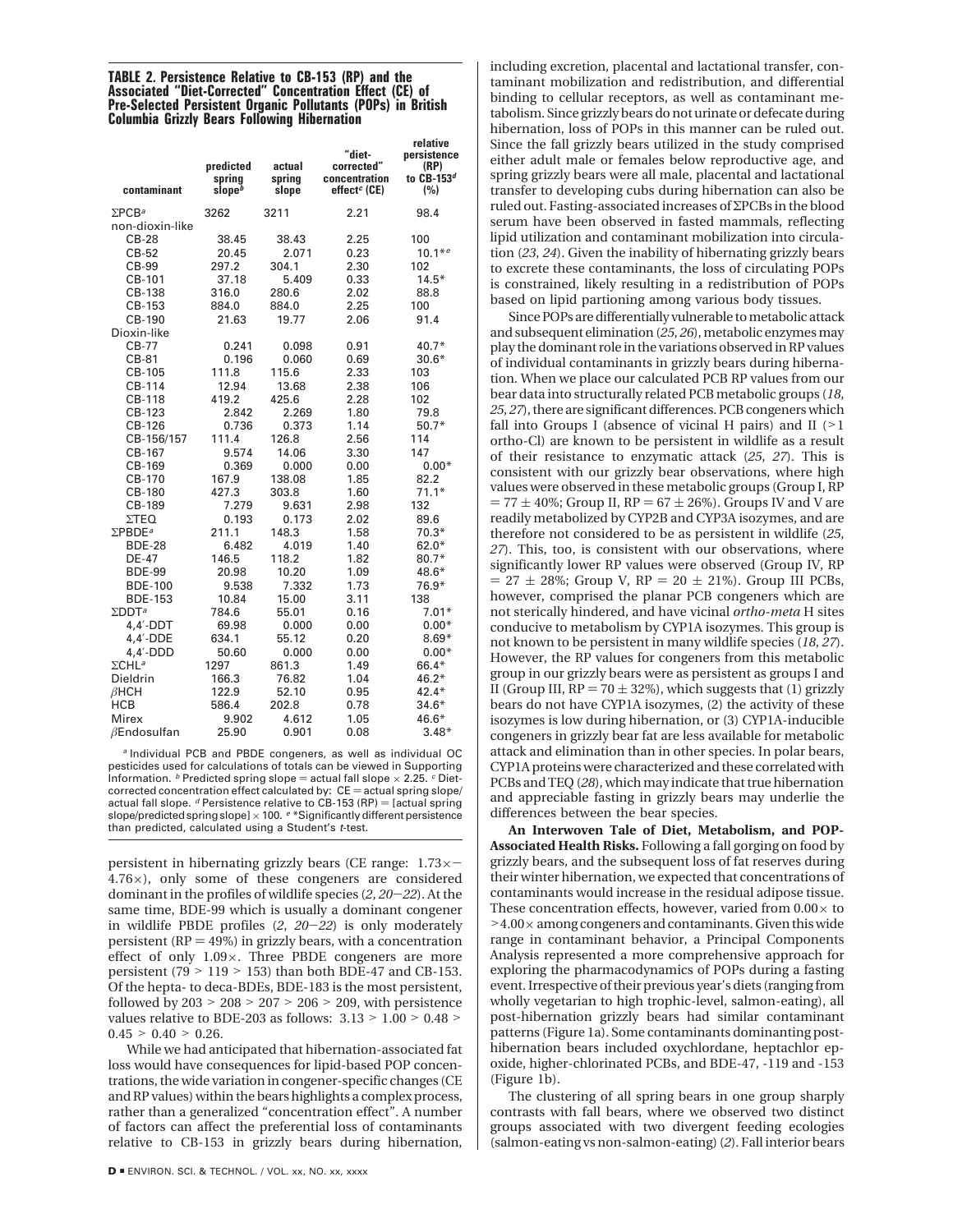**TABLE 2. Persistence Relative to CB-153 (RP) and the Associated "Diet-Corrected" Concentration Effect (CE) of Pre-Selected Persistent Organic Pollutants (POPs) in British Columbia Grizzly Bears Following Hibernation**

| contaminant | predicted spring slope[b] | actual spring slope | "diet-corrected" concentration effect[c] (CE) | relative persistence (RP) to CB-153[d] (%) |
|---|---|---|---|---|
| ΣPCB[a] | 3262 | 3211 | 2.21 | 98.4 |
| non-dioxin-like | | | | |
| CB-28 | 38.45 | 38.43 | 2.25 | 100 |
| CB-52 | 20.45 | 2.071 | 0.23 | 10.1*[e] |
| CB-99 | 297.2 | 304.1 | 2.30 | 102 |
| CB-101 | 37.18 | 5.409 | 0.33 | 14.5* |
| CB-138 | 316.0 | 280.6 | 2.02 | 88.8 |
| CB-153 | 884.0 | 884.0 | 2.25 | 100 |
| CB-190 | 21.63 | 19.77 | 2.06 | 91.4 |
| Dioxin-like | | | | |
| CB-77 | 0.241 | 0.098 | 0.91 | 40.7* |
| CB-81 | 0.196 | 0.060 | 0.69 | 30.6* |
| CB-105 | 111.8 | 115.6 | 2.33 | 103 |
| CB-114 | 12.94 | 13.68 | 2.38 | 106 |
| CB-118 | 419.2 | 425.6 | 2.28 | 102 |
| CB-123 | 2.842 | 2.269 | 1.80 | 79.8 |
| CB-126 | 0.736 | 0.373 | 1.14 | 50.7* |
| CB-156/157 | 111.4 | 126.8 | 2.56 | 114 |
| CB-167 | 9.574 | 14.06 | 3.30 | 147 |
| CB-169 | 0.369 | 0.000 | 0.00 | 0.00* |
| CB-170 | 167.9 | 138.08 | 1.85 | 82.2 |
| CB-180 | 427.3 | 303.8 | 1.60 | 71.1* |
| CB-189 | 7.279 | 9.631 | 2.98 | 132 |
| ΣTEQ | 0.193 | 0.173 | 2.02 | 89.6 |
| ΣPBDE[a] | 211.1 | 148.3 | 1.58 | 70.3* |
| BDE-28 | 6.482 | 4.019 | 1.40 | 62.0* |
| DE-47 | 146.5 | 118.2 | 1.82 | 80.7* |
| BDE-99 | 20.98 | 10.20 | 1.09 | 48.6* |
| BDE-100 | 9.538 | 7.332 | 1.73 | 76.9* |
| BDE-153 | 10.84 | 15.00 | 3.11 | 138 |
| ΣDDT[a] | 784.6 | 55.01 | 0.16 | 7.01* |
| 4,4′-DDT | 69.98 | 0.000 | 0.00 | 0.00* |
| 4,4′-DDE | 634.1 | 55.12 | 0.20 | 8.69* |
| 4,4′-DDD | 50.60 | 0.000 | 0.00 | 0.00* |
| ΣCHL[a] | 1297 | 861.3 | 1.49 | 66.4* |
| Dieldrin | 166.3 | 76.82 | 1.04 | 46.2* |
| βHCH | 122.9 | 52.10 | 0.95 | 42.4* |
| HCB | 586.4 | 202.8 | 0.78 | 34.6* |
| Mirex | 9.902 | 4.612 | 1.05 | 46.6* |
| βEndosulfan | 25.90 | 0.901 | 0.08 | 3.48* |

[a] Individual PCB and PBDE congeners, as well as individual OC pesticides used for calculations of totals can be viewed in Supporting Information. [b] Predicted spring slope = actual fall slope × 2.25. [c] Diet-corrected concentration effect calculated by: CE = actual spring slope/actual fall slope. [d] Persistence relative to CB-153 (RP) = [actual spring slope/predicted spring slope] × 100. [e] *Significantly different persistence than predicted, calculated using a Student's *t*-test.

persistent in hibernating grizzly bears (CE range: 1.73×–4.76×), only some of these congeners are considered dominant in the profiles of wildlife species (*2*, *20*–*22*). At the same time, BDE-99 which is usually a dominant congener in wildlife PBDE profiles (*2*, *20*–*22*) is only moderately persistent (RP = 49%) in grizzly bears, with a concentration effect of only 1.09×. Three PBDE congeners are more persistent (79 > 119 > 153) than both BDE-47 and CB-153. Of the hepta- to deca-BDEs, BDE-183 is the most persistent, followed by 203 > 208 > 207 > 206 > 209, with persistence values relative to BDE-203 as follows: 3.13 > 1.00 > 0.48 > 0.45 > 0.40 > 0.26.

While we had anticipated that hibernation-associated fat loss would have consequences for lipid-based POP concentrations, the wide variation in congener-specific changes (CE and RP values) within the bears highlights a complex process, rather than a generalized "concentration effect". A number of factors can affect the preferential loss of contaminants relative to CB-153 in grizzly bears during hibernation, including excretion, placental and lactational transfer, contaminant mobilization and redistribution, and differential binding to cellular receptors, as well as contaminant metabolism. Since grizzly bears do not urinate or defecate during hibernation, loss of POPs in this manner can be ruled out. Since the fall grizzly bears utilized in the study comprised either adult male or females below reproductive age, and spring grizzly bears were all male, placental and lactational transfer to developing cubs during hibernation can also be ruled out. Fasting-associated increases of ΣPCBs in the blood serum have been observed in fasted mammals, reflecting lipid utilization and contaminant mobilization into circulation (*23*, *24*). Given the inability of hibernating grizzly bears to excrete these contaminants, the loss of circulating POPs is constrained, likely resulting in a redistribution of POPs based on lipid partioning among various body tissues.

Since POPs are differentially vulnerable to metabolic attack and subsequent elimination (*25*, *26*), metabolic enzymes may play the dominant role in the variations observed in RP values of individual contaminants in grizzly bears during hibernation. When we place our calculated PCB RP values from our bear data into structurally related PCB metabolic groups (*18*, *25*, *27*), there are significant differences. PCB congeners which fall into Groups I (absence of vicinal H pairs) and II (>1 ortho-Cl) are known to be persistent in wildlife as a result of their resistance to enzymatic attack (*25*, *27*). This is consistent with our grizzly bear observations, where high values were observed in these metabolic groups (Group I, RP = 77 ± 40%; Group II, RP = 67 ± 26%). Groups IV and V are readily metabolized by CYP2B and CYP3A isozymes, and are therefore not considered to be as persistent in wildlife (*25*, *27*). This, too, is consistent with our observations, where significantly lower RP values were observed (Group IV, RP = 27 ± 28%; Group V, RP = 20 ± 21%). Group III PCBs, however, comprised the planar PCB congeners which are not sterically hindered, and have vicinal *ortho-meta* H sites conducive to metabolism by CYP1A isozymes. This group is not known to be persistent in many wildlife species (*18*, *27*). However, the RP values for congeners from this metabolic group in our grizzly bears were as persistent as groups I and II (Group III, RP = 70 ± 32%), which suggests that (1) grizzly bears do not have CYP1A isozymes, (2) the activity of these isozymes is low during hibernation, or (3) CYP1A-inducible congeners in grizzly bear fat are less available for metabolic attack and elimination than in other species. In polar bears, CYP1A proteins were characterized and these correlated with PCBs and TEQ (*28*), which may indicate that true hibernation and appreciable fasting in grizzly bears may underlie the differences between the bear species.

**An Interwoven Tale of Diet, Metabolism, and POP-Associated Health Risks.** Following a fall gorging on food by grizzly bears, and the subsequent loss of fat reserves during their winter hibernation, we expected that concentrations of contaminants would increase in the residual adipose tissue. These concentration effects, however, varied from 0.00× to >4.00× among congeners and contaminants. Given this wide range in contaminant behavior, a Principal Components Analysis represented a more comprehensive approach for exploring the pharmacodynamics of POPs during a fasting event. Irrespective of their previous year's diets (ranging from wholly vegetarian to high trophic-level, salmon-eating), all post-hibernation grizzly bears had similar contaminant patterns (Figure 1a). Some contaminants dominanting post-hibernation bears included oxychlordane, heptachlor epoxide, higher-chlorinated PCBs, and BDE-47, -119 and -153 (Figure 1b).

The clustering of all spring bears in one group sharply contrasts with fall bears, where we observed two distinct groups associated with two divergent feeding ecologies (salmon-eating vs non-salmon-eating) (*2*). Fall interior bears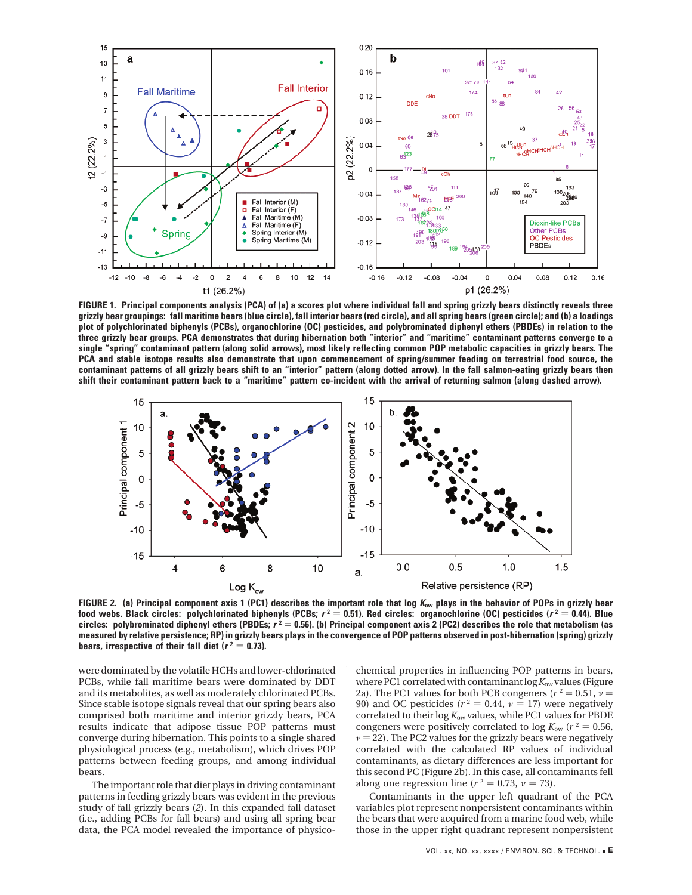**FIGURE 1. Principal components analysis (PCA) of (a) a scores plot where individual fall and spring grizzly bears distinctly reveals three grizzly bear groupings: fall maritime bears (blue circle), fall interior bears (red circle), and all spring bears (green circle); and (b) a loadings plot of polychlorinated biphenyls (PCBs), organochlorine (OC) pesticides, and polybrominated diphenyl ethers (PBDEs) in relation to the three grizzly bear groups. PCA demonstrates that during hibernation both "interior" and "maritime" contaminant patterns converge to a single "spring" contaminant pattern (along solid arrows), most likely reflecting common POP metabolic capacities in grizzly bears. The PCA and stable isotope results also demonstrate that upon commencement of spring/summer feeding on terrestrial food source, the contaminant patterns of all grizzly bears shift to an "interior" pattern (along dotted arrow). In the fall salmon-eating grizzly bears then shift their contaminant pattern back to a "maritime" pattern co-incident with the arrival of returning salmon (along dashed arrow).**

**FIGURE 2. (a) Principal component axis 1 (PC1) describes the important role that log $K_{ow}$ plays in the behavior of POPs in grizzly bear food webs. Black circles: polychlorinated biphenyls (PCBs; $r^2 = 0.51$). Red circles: organochlorine (OC) pesticides ($r^2 = 0.44$). Blue circles: polybrominated diphenyl ethers (PBDEs; $r^2 = 0.56$). (b) Principal component axis 2 (PC2) describes the role that metabolism (as measured by relative persistence; RP) in grizzly bears plays in the convergence of POP patterns observed in post-hibernation (spring) grizzly bears, irrespective of their fall diet ($r^2 = 0.73$).**

were dominated by the volatile HCHs and lower-chlorinated PCBs, while fall maritime bears were dominated by DDT and its metabolites, as well as moderately chlorinated PCBs. Since stable isotope signals reveal that our spring bears also comprised both maritime and interior grizzly bears, PCA results indicate that adipose tissue POP patterns must converge during hibernation. This points to a single shared physiological process (e.g., metabolism), which drives POP patterns between feeding groups, and among individual bears.

The important role that diet plays in driving contaminant patterns in feeding grizzly bears was evident in the previous study of fall grizzly bears (*2*). In this expanded fall dataset (i.e., adding PCBs for fall bears) and using all spring bear data, the PCA model revealed the importance of physico-chemical properties in influencing POP patterns in bears, where PC1 correlated with contaminant log $K_{ow}$ values (Figure 2a). The PC1 values for both PCB congeners ($r^2 = 0.51$, $\nu = 90$) and OC pesticides ($r^2 = 0.44$, $\nu = 17$) were negatively correlated to their log $K_{ow}$ values, while PC1 values for PBDE congeners were positively correlated to log $K_{ow}$ ($r^2 = 0.56$, $\nu = 22$). The PC2 values for the grizzly bears were negatively correlated with the calculated RP values of individual contaminants, as dietary differences are less important for this second PC (Figure 2b). In this case, all contaminants fell along one regression line ($r^2 = 0.73$, $\nu = 73$).

Contaminants in the upper left quadrant of the PCA variables plot represent nonpersistent contaminants within the bears that were acquired from a marine food web, while those in the upper right quadrant represent nonpersistent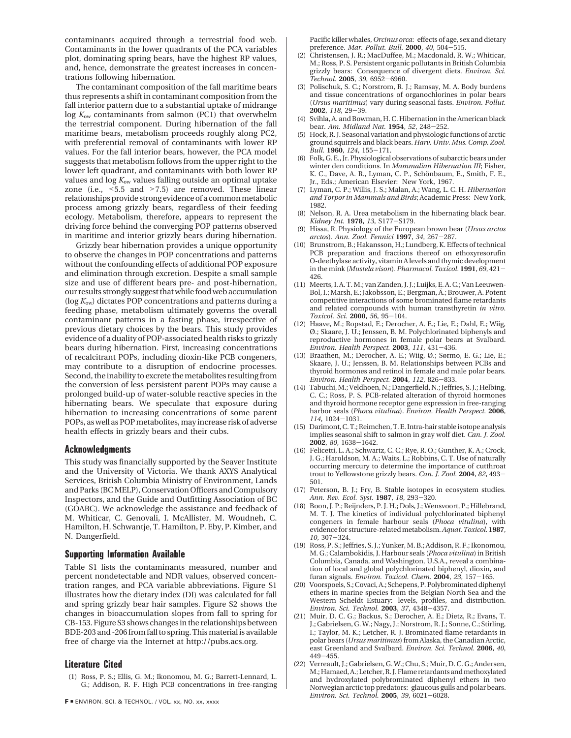contaminants acquired through a terrestrial food web. Contaminants in the lower quadrants of the PCA variables plot, dominating spring bears, have the highest RP values, and, hence, demonstrate the greatest increases in concentrations following hibernation.

The contaminant composition of the fall maritime bears thus represents a shift in contaminant composition from the fall interior pattern due to a substantial uptake of midrange log $K_{ow}$ contaminants from salmon (PC1) that overwhelm the terrestrial component. During hibernation of the fall maritime bears, metabolism proceeds roughly along PC2, with preferential removal of contaminants with lower RP values. For the fall interior bears, however, the PCA model suggests that metabolism follows from the upper right to the lower left quadrant, and contaminants with both lower RP values and log $K_{ow}$ values falling outside an optimal uptake zone (i.e., <5.5 and >7.5) are removed. These linear relationships provide strong evidence of a common metabolic process among grizzly bears, regardless of their feeding ecology. Metabolism, therefore, appears to represent the driving force behind the converging POP patterns observed in maritime and interior grizzly bears during hibernation.

Grizzly bear hibernation provides a unique opportunity to observe the changes in POP concentrations and patterns without the confounding effects of additional POP exposure and elimination through excretion. Despite a small sample size and use of different bears pre- and post-hibernation, our results strongly suggest that while food web accumulation (log $K_{ow}$) dictates POP concentrations and patterns during a feeding phase, metabolism ultimately governs the overall contaminant patterns in a fasting phase, irrespective of previous dietary choices by the bears. This study provides evidence of a duality of POP-associated health risks to grizzly bears during hibernation. First, increasing concentrations of recalcitrant POPs, including dioxin-like PCB congeners, may contribute to a disruption of endocrine processes. Second, the inability to excrete the metabolites resulting from the conversion of less persistent parent POPs may cause a prolonged build-up of water-soluble reactive species in the hibernating bears. We speculate that exposure during hibernation to increasing concentrations of some parent POPs, as well as POP metabolites, may increase risk of adverse health effects in grizzly bears and their cubs.

## Acknowledgments

This study was financially supported by the Seaver Institute and the University of Victoria. We thank AXYS Analytical Services, British Columbia Ministry of Environment, Lands and Parks (BC MELP), Conservation Officers and Compulsory Inspectors, and the Guide and Outfitting Association of BC (GOABC). We acknowledge the assistance and feedback of M. Whiticar, C. Genovali, I. McAllister, M. Woudneh, C. Hamilton, H. Schwantje, T. Hamilton, P. Eby, P. Kimber, and N. Dangerfield.

## Supporting Information Available

Table S1 lists the contaminants measured, number and percent nondetectable and NDR values, observed concentration ranges, and PCA variable abbreviations. Figure S1 illustrates how the dietary index (DI) was calculated for fall and spring grizzly bear hair samples. Figure S2 shows the changes in bioaccumulation slopes from fall to spring for CB-153. Figure S3 shows changes in the relationships between BDE-203 and -206 from fall to spring. This material is available free of charge via the Internet at http://pubs.acs.org.

## Literature Cited

(1) Ross, P. S.; Ellis, G. M.; Ikonomou, M. G.; Barrett-Lennard, L. G.; Addison, R. F. High PCB concentrations in free-ranging Pacific killer whales, *Orcinus orca*: effects of age, sex and dietary preference. *Mar. Pollut. Bull.* **2000**, *40*, 504–515.

(2) Christensen, J. R.; MacDuffee, M.; Macdonald, R. W.; Whiticar, M.; Ross, P. S. Persistent organic pollutants in British Columbia grizzly bears: Consequence of divergent diets. *Environ. Sci. Technol.* **2005**, *39*, 6952–6960.

(3) Polischuk, S. C.; Norstrom, R. J.; Ramsay, M. A. Body burdens and tissue concentrations of organochlorines in polar bears (*Ursus maritimus*) vary during seasonal fasts. *Environ. Pollut.* **2002**, *118*, 29–39.

(4) Svihla, A. and Bowman, H. C. Hibernation in the American black bear. *Am. Midland Nat.* **1954**, *52*, 248–252.

(5) Hock, R. J. Seasonal variation and physiologic functions of arctic ground squirrels and black bears. *Harv. Univ. Mus. Comp. Zool. Bull.* **1960**, *124*, 155–171.

(6) Folk, G. E., Jr. Physiological observations of subarctic bears under winter den conditions. In *Mammalian Hibernation III*; Fisher, K. C., Dave, A. R., Lyman, C. P., Schönbaum, E., Smith, F. E., Jr., Eds.; American Elsevier: New York, 1967.

(7) Lyman, C. P.; Willis, J. S.; Malan, A.; Wang, L. C. H. *Hibernation and Torpor in Mammals and Birds*; Academic Press: New York, 1982.

(8) Nelson, R. A. Urea metabolism in the hibernating black bear. *Kidney Int.* **1978**, *13*, S177–S179.

(9) Hissa, R. Physiology of the European brown bear (*Ursus arctos arctos*). *Ann. Zool. Fennici* **1997**, *34*, 267–287.

(10) Brunstrom, B.; Hakansson, H.; Lundberg, K. Effects of technical PCB preparation and fractions thereof on ethoxyresorufin O-deethylase activity, vitamin A levels and thymic development in the mink (*Mustela vison*). *Pharmacol. Toxicol.* **1991**, *69*, 421–426.

(11) Meerts, I. A. T. M.; van Zanden, J. J.; Luijks, E. A. C.; Van Leeuwen-Bol, I.; Marsh, E.; Jakobsson, E.; Bergman, Å.; Brouwer, A. Potent competitive interactions of some brominated flame retardants and related compounds with human transthyretin *in vitro*. *Toxicol. Sci.* **2000**, *56*, 95–104.

(12) Haave, M.; Ropstad, E.; Derocher, A. E.; Lie, E.; Dahl, E.; Wiig, Ø.; Skaare, J. U.; Jenssen, B. M. Polychlorinated biphenyls and reproductive hormones in female polar bears at Svalbard. *Environ. Health Perspect.* **2003**, *111*, 431–436.

(13) Braathen, M.; Derocher, A. E.; Wiig, Ø.; Sørmo, E. G.; Lie, E.; Skaare, J. U.; Jenssen, B. M. Relationships between PCBs and thyroid hormones and retinol in female and male polar bears. *Environ. Health Perspect.* **2004**, *112*, 826–833.

(14) Tabuchi, M.; Veldhoen, N.; Dangerfield, N.; Jeffries, S. J.; Helbing, C. C.; Ross, P. S. PCB-related alteration of thyroid hormones and thyroid hormone receptor gene expression in free-ranging harbor seals (*Phoca vitulina*). *Environ. Health Perspect.* **2006**, *114*, 1024–1031.

(15) Darimont, C. T.; Reimchen, T. E. Intra-hair stable isotope analysis implies seasonal shift to salmon in gray wolf diet. *Can. J. Zool.* **2002**, *80*, 1638–1642.

(16) Felicetti, L. A.; Schwartz, C. C.; Rye, R. O.; Gunther, K. A.; Crock, J. G.; Haroldson, M. A.; Waits, L.; Robbins, C. T. Use of naturally occurring mercury to determine the importance of cutthroat trout to Yellowstone grizzly bears. *Can. J. Zool.* **2004**, *82*, 493–501.

(17) Peterson, B. J.; Fry, B. Stable isotopes in ecosystem studies. *Ann. Rev. Ecol. Syst.* **1987**, *18*, 293–320.

(18) Boon, J. P.; Reijnders, P. J. H.; Dols, J.; Wensvoort, P.; Hillebrand, M. T. J. The kinetics of individual polychlorinated biphenyl congeners in female harbour seals (*Phoca vitulina*), with evidence for structure-related metabolism. *Aquat. Toxicol.* **1987**, *10*, 307–324.

(19) Ross, P. S.; Jeffries, S. J.; Yunker, M. B.; Addison, R. F.; Ikonomou, M. G.; Calambokidis, J. Harbour seals (*Phoca vitulina*) in British Columbia, Canada, and Washington, U.S.A., reveal a combination of local and global polychlorinated biphenyl, dioxin, and furan signals. *Environ. Toxicol. Chem.* **2004**, *23*, 157–165.

(20) Voorspoels, S.; Covaci, A.; Schepens, P. Polybrominated diphenyl ethers in marine species from the Belgian North Sea and the Western Scheldt Estuary: levels, profiles, and distribution. *Environ. Sci. Technol.* **2003**, *37*, 4348–4357.

(21) Muir, D. C. G.; Backus, S.; Derocher, A. E.; Dietz, R.; Evans, T. J.; Gabrielsen, G. W.; Nagy, J.; Norstrom, R. J.; Sonne, C.; Stirling, I.; Taylor, M. K.; Letcher, R. J. Brominated flame retardants in polar bears (*Ursus maritimus*) from Alaska, the Canadian Arctic, east Greenland and Svalbard. *Environ. Sci. Technol.* **2006**, *40*, 449–455.

(22) Verreault, J.; Gabrielsen, G. W.; Chu, S.; Muir, D. C. G.; Andersen, M.; Hamaed, A.; Letcher, R. J. Flame retardants and methoxylated and hydroxylated polybrominated diphenyl ethers in two Norwegian arctic top predators: glaucous gulls and polar bears. *Environ. Sci. Technol.* **2005**, *39*, 6021–6028.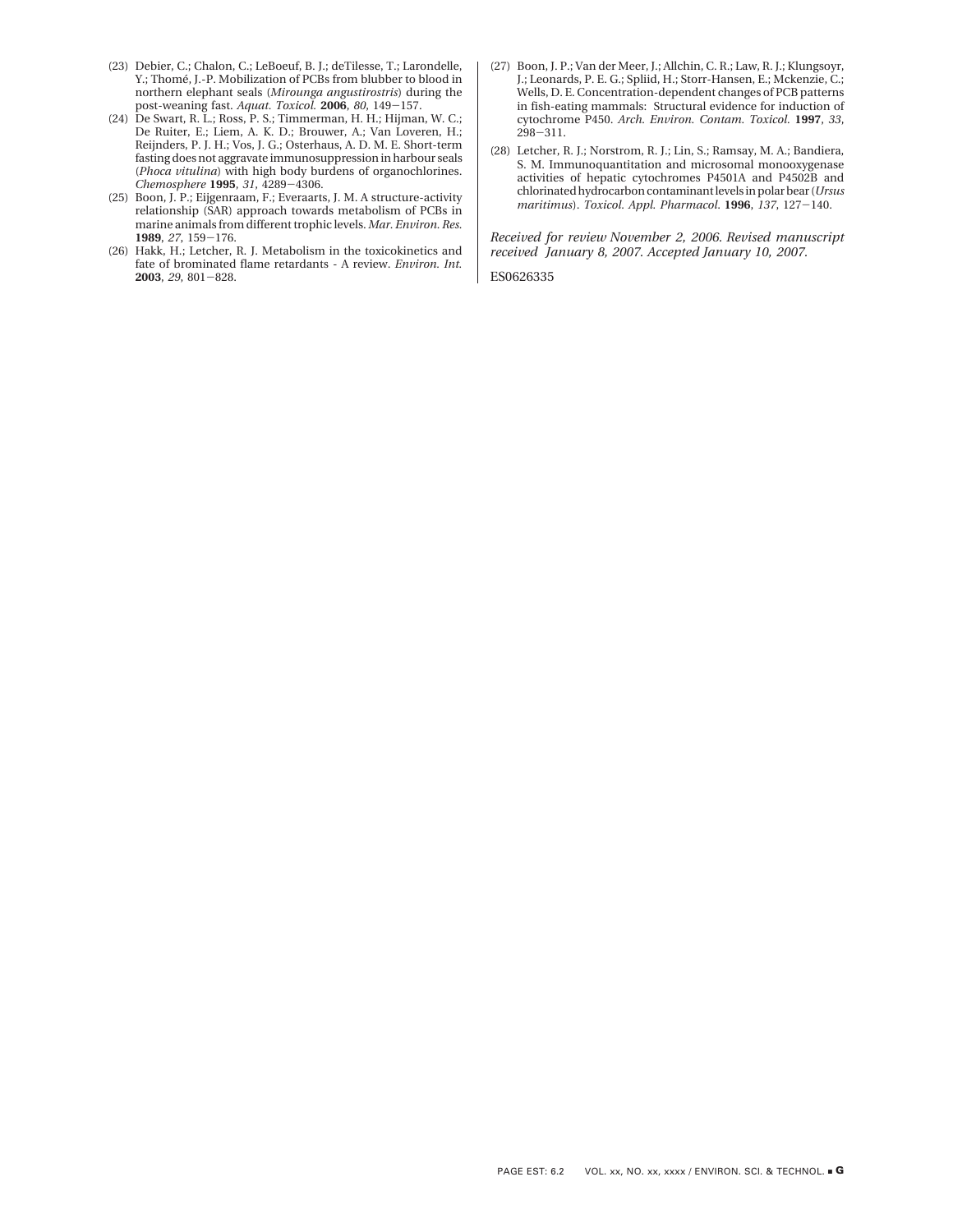(23) Debier, C.; Chalon, C.; LeBoeuf, B. J.; deTilesse, T.; Larondelle, Y.; Thomé, J.-P. Mobilization of PCBs from blubber to blood in northern elephant seals (*Mirounga angustirostris*) during the post-weaning fast. *Aquat. Toxicol.* **2006**, *80*, 149−157.

(24) De Swart, R. L.; Ross, P. S.; Timmerman, H. H.; Hijman, W. C.; De Ruiter, E.; Liem, A. K. D.; Brouwer, A.; Van Loveren, H.; Reijnders, P. J. H.; Vos, J. G.; Osterhaus, A. D. M. E. Short-term fasting does not aggravate immunosuppression in harbour seals (*Phoca vitulina*) with high body burdens of organochlorines. *Chemosphere* **1995**, *31*, 4289−4306.

(25) Boon, J. P.; Eijgenraam, F.; Everaarts, J. M. A structure-activity relationship (SAR) approach towards metabolism of PCBs in marine animals from different trophic levels. *Mar. Environ. Res.* **1989**, *27*, 159−176.

(26) Hakk, H.; Letcher, R. J. Metabolism in the toxicokinetics and fate of brominated flame retardants - A review. *Environ. Int.* **2003**, *29*, 801−828.

(27) Boon, J. P.; Van der Meer, J.; Allchin, C. R.; Law, R. J.; Klungsoyr, J.; Leonards, P. E. G.; Spliid, H.; Storr-Hansen, E.; Mckenzie, C.; Wells, D. E. Concentration-dependent changes of PCB patterns in fish-eating mammals: Structural evidence for induction of cytochrome P450. *Arch. Environ. Contam. Toxicol.* **1997**, *33*, 298−311.

(28) Letcher, R. J.; Norstrom, R. J.; Lin, S.; Ramsay, M. A.; Bandiera, S. M. Immunoquantitation and microsomal monooxygenase activities of hepatic cytochromes P4501A and P4502B and chlorinated hydrocarbon contaminant levels in polar bear (*Ursus maritimus*). *Toxicol. Appl. Pharmacol.* **1996**, *137*, 127−140.

*Received for review November 2, 2006. Revised manuscript received January 8, 2007. Accepted January 10, 2007.*

ES0626335